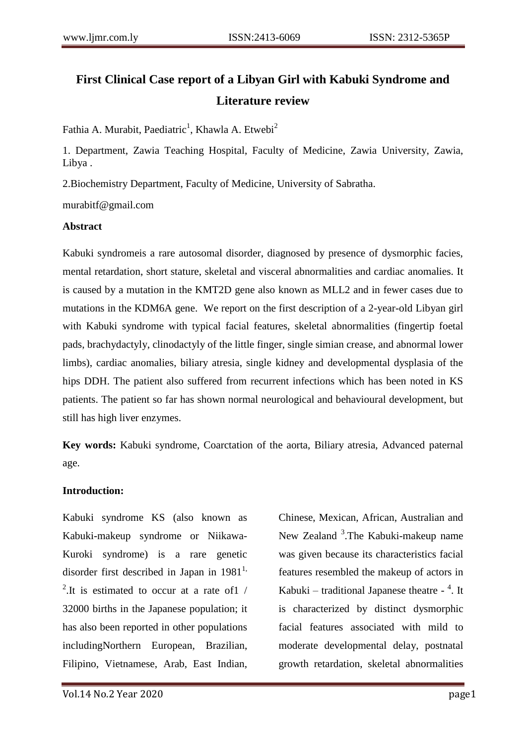# First Clinical Case report of a Libyan Girl with Kabuki Syndrome and Literature review

Fathia A. Murabit, Paediatric[1], Khawla A. Etwebi[2]

1. Department, Zawia Teaching Hospital, Faculty of Medicine, Zawia University, Zawia, Libya .

2.Biochemistry Department, Faculty of Medicine, University of Sabratha.

murabitf@gmail.com

**Abstract**

Kabuki syndromeis a rare autosomal disorder, diagnosed by presence of dysmorphic facies, mental retardation, short stature, skeletal and visceral abnormalities and cardiac anomalies. It is caused by a mutation in the KMT2D gene also known as MLL2 and in fewer cases due to mutations in the KDM6A gene. We report on the first description of a 2-year-old Libyan girl with Kabuki syndrome with typical facial features, skeletal abnormalities (fingertip foetal pads, brachydactyly, clinodactyly of the little finger, single simian crease, and abnormal lower limbs), cardiac anomalies, biliary atresia, single kidney and developmental dysplasia of the hips DDH. The patient also suffered from recurrent infections which has been noted in KS patients. The patient so far has shown normal neurological and behavioural development, but still has high liver enzymes.

**Key words:** Kabuki syndrome, Coarctation of the aorta, Biliary atresia, Advanced paternal age.

**Introduction:**

Kabuki syndrome KS (also known as Kabuki-makeup syndrome or Niikawa-Kuroki syndrome) is a rare genetic disorder first described in Japan in 1981[1, 2].It is estimated to occur at a rate of1 / 32000 births in the Japanese population; it has also been reported in other populations includingNorthern European, Brazilian, Filipino, Vietnamese, Arab, East Indian, Chinese, Mexican, African, Australian and New Zealand [3].The Kabuki-makeup name was given because its characteristics facial features resembled the makeup of actors in Kabuki – traditional Japanese theatre - [4]. It is characterized by distinct dysmorphic facial features associated with mild to moderate developmental delay, postnatal growth retardation, skeletal abnormalities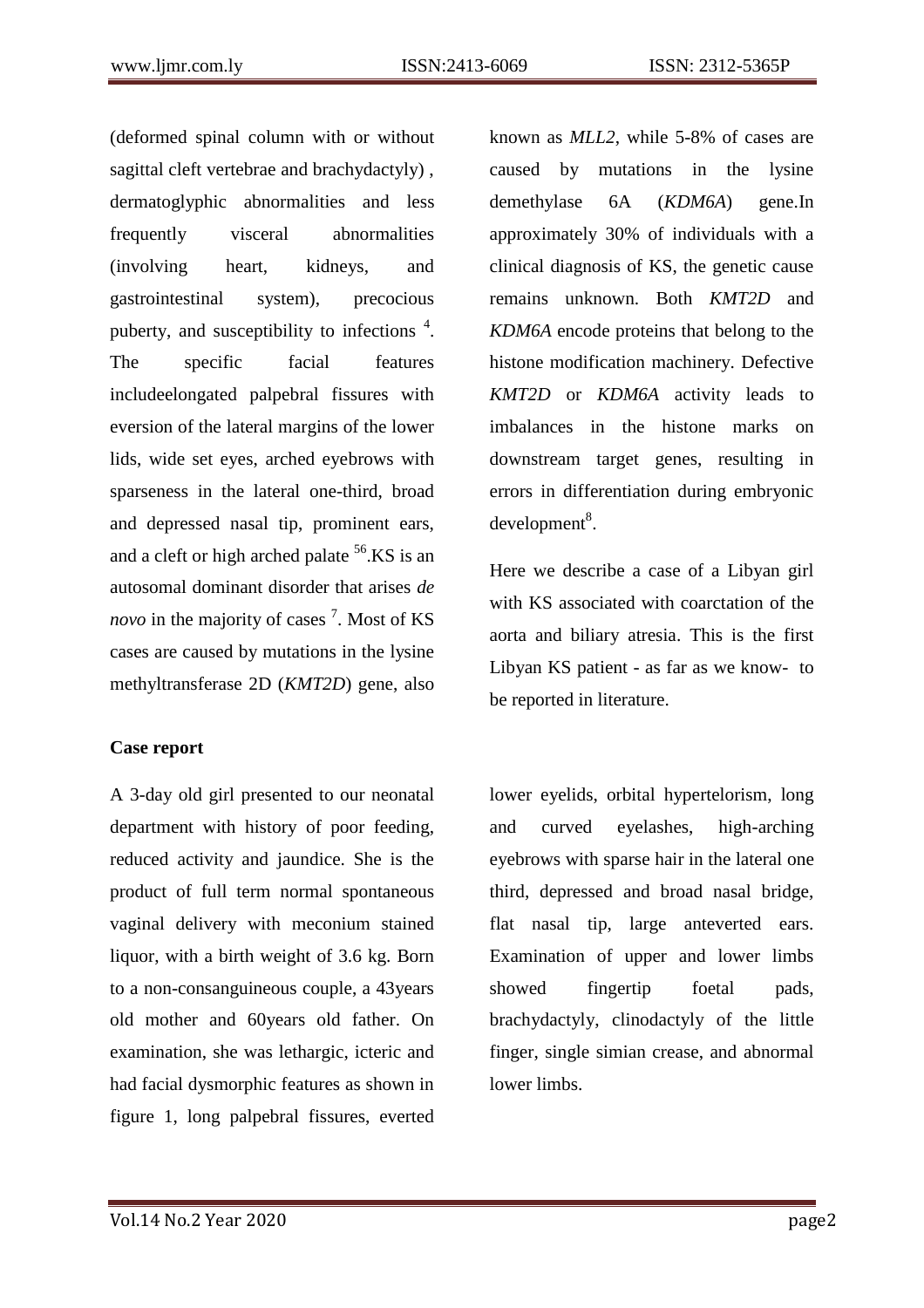(deformed spinal column with or without sagittal cleft vertebrae and brachydactyly) , dermatoglyphic abnormalities and less frequently visceral abnormalities (involving heart, kidneys, and gastrointestinal system), precocious puberty, and susceptibility to infections [4]. The specific facial features includeelongated palpebral fissures with eversion of the lateral margins of the lower lids, wide set eyes, arched eyebrows with sparseness in the lateral one-third, broad and depressed nasal tip, prominent ears, and a cleft or high arched palate [56].KS is an autosomal dominant disorder that arises *de novo* in the majority of cases [7]. Most of KS cases are caused by mutations in the lysine methyltransferase 2D (*KMT2D*) gene, also known as *MLL2*, while 5-8% of cases are caused by mutations in the lysine demethylase 6A (*KDM6A*) gene.In approximately 30% of individuals with a clinical diagnosis of KS, the genetic cause remains unknown. Both *KMT2D* and *KDM6A* encode proteins that belong to the histone modification machinery. Defective *KMT2D* or *KDM6A* activity leads to imbalances in the histone marks on downstream target genes, resulting in errors in differentiation during embryonic development[8].

Here we describe a case of a Libyan girl with KS associated with coarctation of the aorta and biliary atresia. This is the first Libyan KS patient - as far as we know- to be reported in literature.

**Case report**

A 3-day old girl presented to our neonatal department with history of poor feeding, reduced activity and jaundice. She is the product of full term normal spontaneous vaginal delivery with meconium stained liquor, with a birth weight of 3.6 kg. Born to a non-consanguineous couple, a 43years old mother and 60years old father. On examination, she was lethargic, icteric and had facial dysmorphic features as shown in figure 1, long palpebral fissures, everted lower eyelids, orbital hypertelorism, long and curved eyelashes, high-arching eyebrows with sparse hair in the lateral one third, depressed and broad nasal bridge, flat nasal tip, large anteverted ears. Examination of upper and lower limbs showed fingertip foetal pads, brachydactyly, clinodactyly of the little finger, single simian crease, and abnormal lower limbs.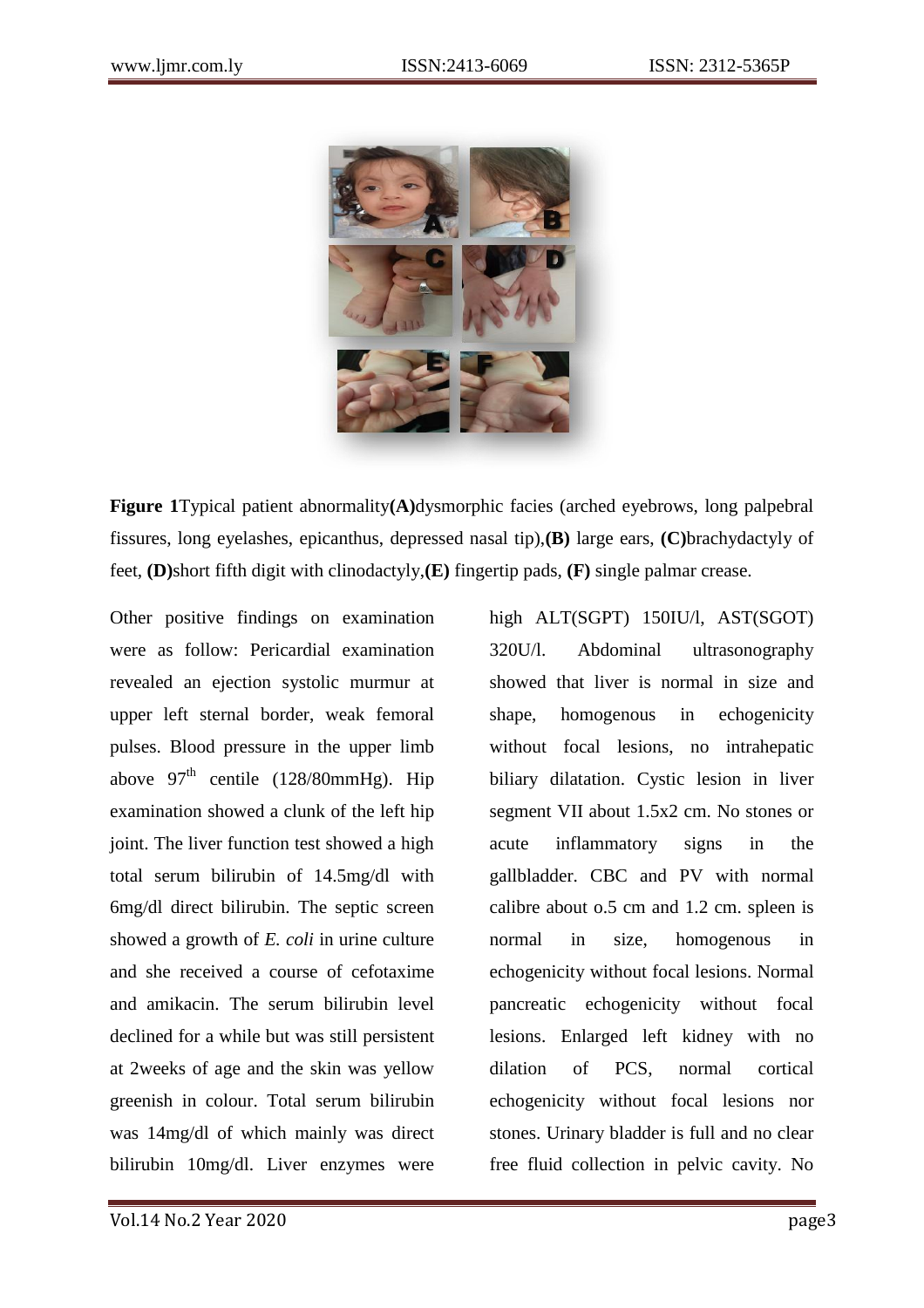**Figure 1**Typical patient abnormality**(A)**dysmorphic facies (arched eyebrows, long palpebral fissures, long eyelashes, epicanthus, depressed nasal tip),**(B)** large ears, **(C)**brachydactyly of feet, **(D)**short fifth digit with clinodactyly,**(E)** fingertip pads, **(F)** single palmar crease.

Other positive findings on examination were as follow: Pericardial examination revealed an ejection systolic murmur at upper left sternal border, weak femoral pulses. Blood pressure in the upper limb above 97th centile (128/80mmHg). Hip examination showed a clunk of the left hip joint. The liver function test showed a high total serum bilirubin of 14.5mg/dl with 6mg/dl direct bilirubin. The septic screen showed a growth of *E. coli* in urine culture and she received a course of cefotaxime and amikacin. The serum bilirubin level declined for a while but was still persistent at 2weeks of age and the skin was yellow greenish in colour. Total serum bilirubin was 14mg/dl of which mainly was direct bilirubin 10mg/dl. Liver enzymes were high ALT(SGPT) 150IU/l, AST(SGOT) 320U/l. Abdominal ultrasonography showed that liver is normal in size and shape, homogenous in echogenicity without focal lesions, no intrahepatic biliary dilatation. Cystic lesion in liver segment VII about 1.5x2 cm. No stones or acute inflammatory signs in the gallbladder. CBC and PV with normal calibre about o.5 cm and 1.2 cm. spleen is normal in size, homogenous in echogenicity without focal lesions. Normal pancreatic echogenicity without focal lesions. Enlarged left kidney with no dilation of PCS, normal cortical echogenicity without focal lesions nor stones. Urinary bladder is full and no clear free fluid collection in pelvic cavity. No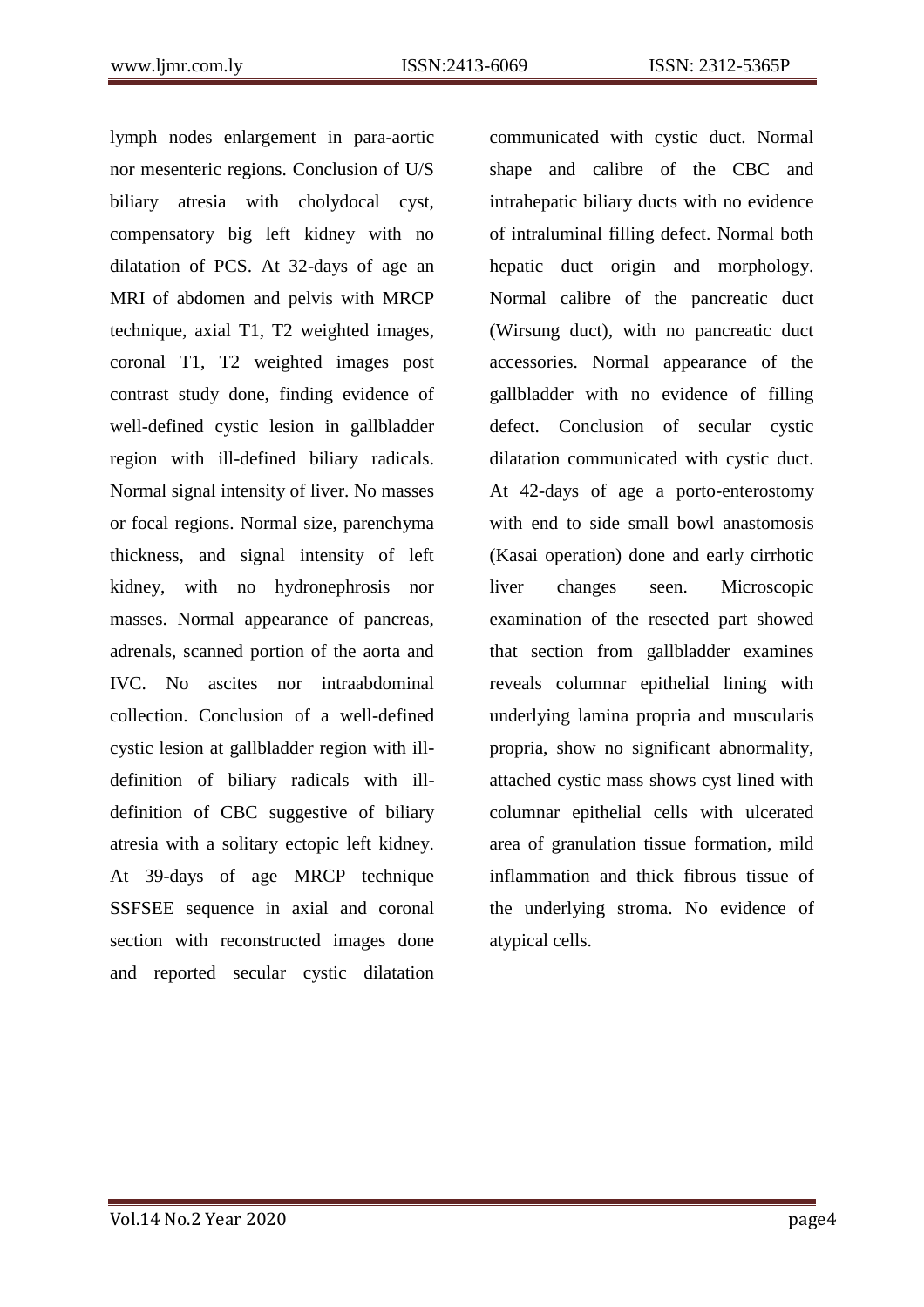lymph nodes enlargement in para-aortic nor mesenteric regions. Conclusion of U/S biliary atresia with cholydocal cyst, compensatory big left kidney with no dilatation of PCS. At 32-days of age an MRI of abdomen and pelvis with MRCP technique, axial T1, T2 weighted images, coronal T1, T2 weighted images post contrast study done, finding evidence of well-defined cystic lesion in gallbladder region with ill-defined biliary radicals. Normal signal intensity of liver. No masses or focal regions. Normal size, parenchyma thickness, and signal intensity of left kidney, with no hydronephrosis nor masses. Normal appearance of pancreas, adrenals, scanned portion of the aorta and IVC. No ascites nor intraabdominal collection. Conclusion of a well-defined cystic lesion at gallbladder region with ill-definition of biliary radicals with ill-definition of CBC suggestive of biliary atresia with a solitary ectopic left kidney. At 39-days of age MRCP technique SSFSEE sequence in axial and coronal section with reconstructed images done and reported secular cystic dilatation communicated with cystic duct. Normal shape and calibre of the CBC and intrahepatic biliary ducts with no evidence of intraluminal filling defect. Normal both hepatic duct origin and morphology. Normal calibre of the pancreatic duct (Wirsung duct), with no pancreatic duct accessories. Normal appearance of the gallbladder with no evidence of filling defect. Conclusion of secular cystic dilatation communicated with cystic duct. At 42-days of age a porto-enterostomy with end to side small bowl anastomosis (Kasai operation) done and early cirrhotic liver changes seen. Microscopic examination of the resected part showed that section from gallbladder examines reveals columnar epithelial lining with underlying lamina propria and muscularis propria, show no significant abnormality, attached cystic mass shows cyst lined with columnar epithelial cells with ulcerated area of granulation tissue formation, mild inflammation and thick fibrous tissue of the underlying stroma. No evidence of atypical cells.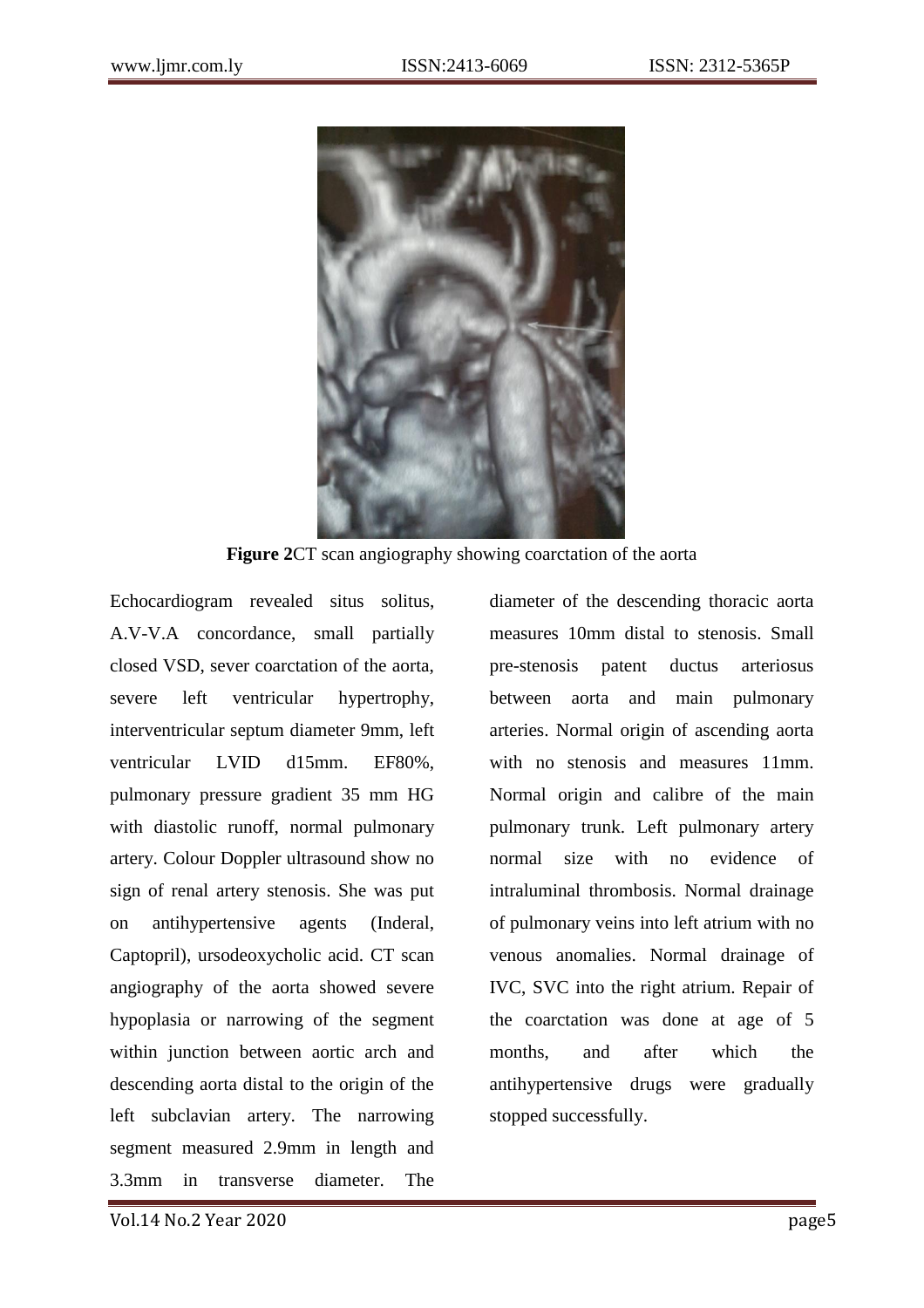**Figure 2**CT scan angiography showing coarctation of the aorta

Echocardiogram revealed situs solitus, A.V-V.A concordance, small partially closed VSD, sever coarctation of the aorta, severe left ventricular hypertrophy, interventricular septum diameter 9mm, left ventricular LVID d15mm. EF80%, pulmonary pressure gradient 35 mm HG with diastolic runoff, normal pulmonary artery. Colour Doppler ultrasound show no sign of renal artery stenosis. She was put on antihypertensive agents (Inderal, Captopril), ursodeoxycholic acid. CT scan angiography of the aorta showed severe hypoplasia or narrowing of the segment within junction between aortic arch and descending aorta distal to the origin of the left subclavian artery. The narrowing segment measured 2.9mm in length and 3.3mm in transverse diameter. The diameter of the descending thoracic aorta measures 10mm distal to stenosis. Small pre-stenosis patent ductus arteriosus between aorta and main pulmonary arteries. Normal origin of ascending aorta with no stenosis and measures 11mm. Normal origin and calibre of the main pulmonary trunk. Left pulmonary artery normal size with no evidence of intraluminal thrombosis. Normal drainage of pulmonary veins into left atrium with no venous anomalies. Normal drainage of IVC, SVC into the right atrium. Repair of the coarctation was done at age of 5 months, and after which the antihypertensive drugs were gradually stopped successfully.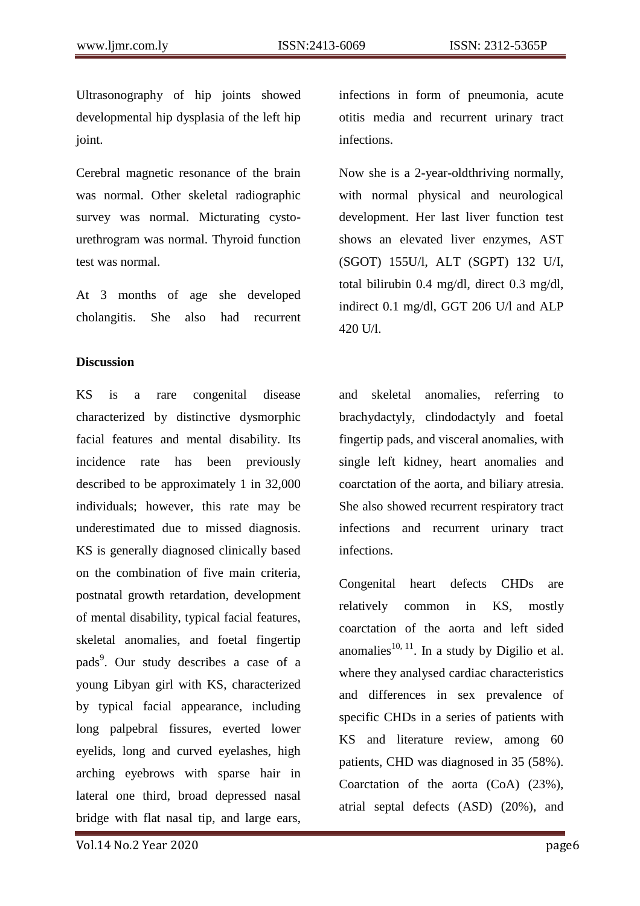Ultrasonography of hip joints showed developmental hip dysplasia of the left hip joint.

Cerebral magnetic resonance of the brain was normal. Other skeletal radiographic survey was normal. Micturating cysto-urethrogram was normal. Thyroid function test was normal.

At 3 months of age she developed cholangitis. She also had recurrent infections in form of pneumonia, acute otitis media and recurrent urinary tract infections.

Now she is a 2-year-oldthriving normally, with normal physical and neurological development. Her last liver function test shows an elevated liver enzymes, AST (SGOT) 155U/l, ALT (SGPT) 132 U/I, total bilirubin 0.4 mg/dl, direct 0.3 mg/dl, indirect 0.1 mg/dl, GGT 206 U/l and ALP 420 U/l.

## Discussion

KS is a rare congenital disease characterized by distinctive dysmorphic facial features and mental disability. Its incidence rate has been previously described to be approximately 1 in 32,000 individuals; however, this rate may be underestimated due to missed diagnosis. KS is generally diagnosed clinically based on the combination of five main criteria, postnatal growth retardation, development of mental disability, typical facial features, skeletal anomalies, and foetal fingertip pads[9]. Our study describes a case of a young Libyan girl with KS, characterized by typical facial appearance, including long palpebral fissures, everted lower eyelids, long and curved eyelashes, high arching eyebrows with sparse hair in lateral one third, broad depressed nasal bridge with flat nasal tip, and large ears, and skeletal anomalies, referring to brachydactyly, clindodactyly and foetal fingertip pads, and visceral anomalies, with single left kidney, heart anomalies and coarctation of the aorta, and biliary atresia. She also showed recurrent respiratory tract infections and recurrent urinary tract infections.

Congenital heart defects CHDs are relatively common in KS, mostly coarctation of the aorta and left sided anomalies[10, 11]. In a study by Digilio et al. where they analysed cardiac characteristics and differences in sex prevalence of specific CHDs in a series of patients with KS and literature review, among 60 patients, CHD was diagnosed in 35 (58%). Coarctation of the aorta (CoA) (23%), atrial septal defects (ASD) (20%), and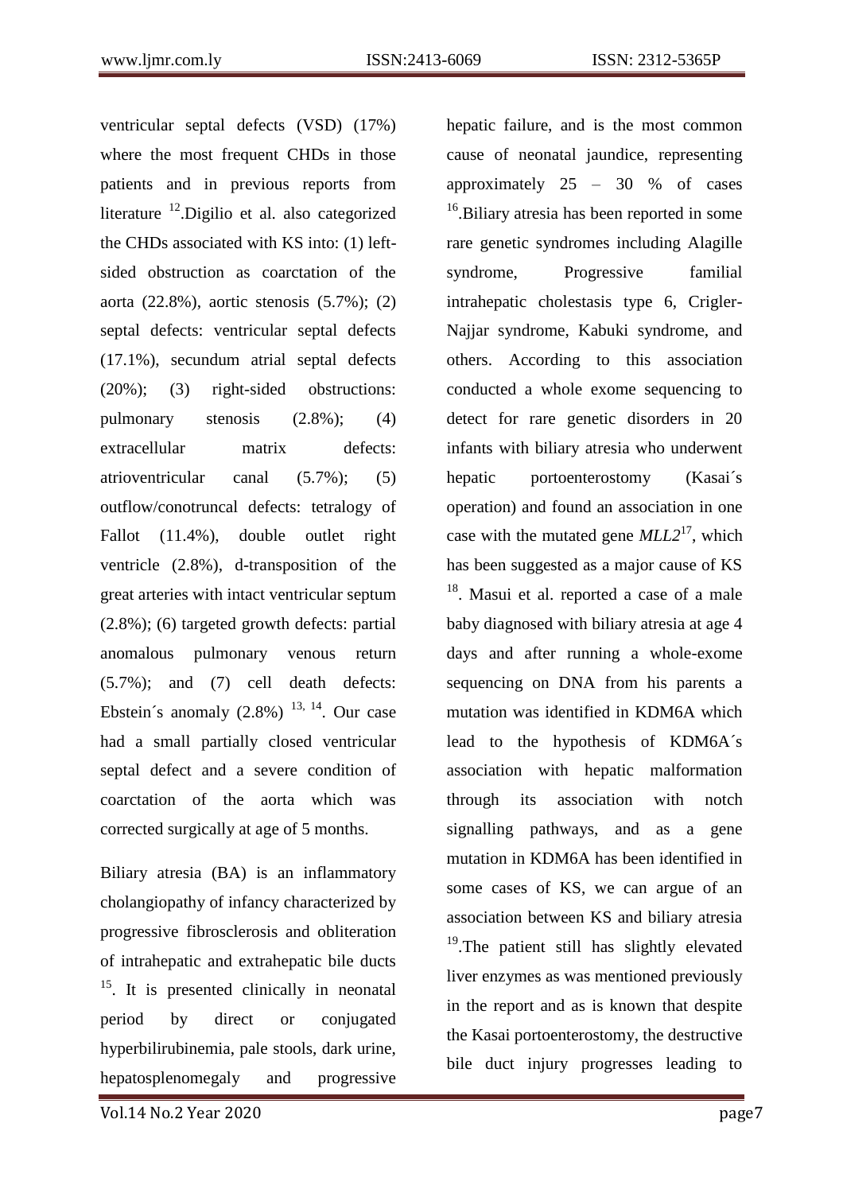ventricular septal defects (VSD) (17%) where the most frequent CHDs in those patients and in previous reports from literature [12].Digilio et al. also categorized the CHDs associated with KS into: (1) left-sided obstruction as coarctation of the aorta (22.8%), aortic stenosis (5.7%); (2) septal defects: ventricular septal defects (17.1%), secundum atrial septal defects (20%); (3) right-sided obstructions: pulmonary stenosis (2.8%); (4) extracellular matrix defects: atrioventricular canal (5.7%); (5) outflow/conotruncal defects: tetralogy of Fallot (11.4%), double outlet right ventricle (2.8%), d-transposition of the great arteries with intact ventricular septum (2.8%); (6) targeted growth defects: partial anomalous pulmonary venous return (5.7%); and (7) cell death defects: Ebstein´s anomaly (2.8%) [13, 14]. Our case had a small partially closed ventricular septal defect and a severe condition of coarctation of the aorta which was corrected surgically at age of 5 months.

Biliary atresia (BA) is an inflammatory cholangiopathy of infancy characterized by progressive fibrosclerosis and obliteration of intrahepatic and extrahepatic bile ducts [15]. It is presented clinically in neonatal period by direct or conjugated hyperbilirubinemia, pale stools, dark urine, hepatosplenomegaly and progressive hepatic failure, and is the most common cause of neonatal jaundice, representing approximately 25 – 30 % of cases [16].Biliary atresia has been reported in some rare genetic syndromes including Alagille syndrome, Progressive familial intrahepatic cholestasis type 6, Crigler-Najjar syndrome, Kabuki syndrome, and others. According to this association conducted a whole exome sequencing to detect for rare genetic disorders in 20 infants with biliary atresia who underwent hepatic portoenterostomy (Kasai´s operation) and found an association in one case with the mutated gene *MLL2*[17], which has been suggested as a major cause of KS [18]. Masui et al. reported a case of a male baby diagnosed with biliary atresia at age 4 days and after running a whole-exome sequencing on DNA from his parents a mutation was identified in KDM6A which lead to the hypothesis of KDM6A´s association with hepatic malformation through its association with notch signalling pathways, and as a gene mutation in KDM6A has been identified in some cases of KS, we can argue of an association between KS and biliary atresia [19].The patient still has slightly elevated liver enzymes as was mentioned previously in the report and as is known that despite the Kasai portoenterostomy, the destructive bile duct injury progresses leading to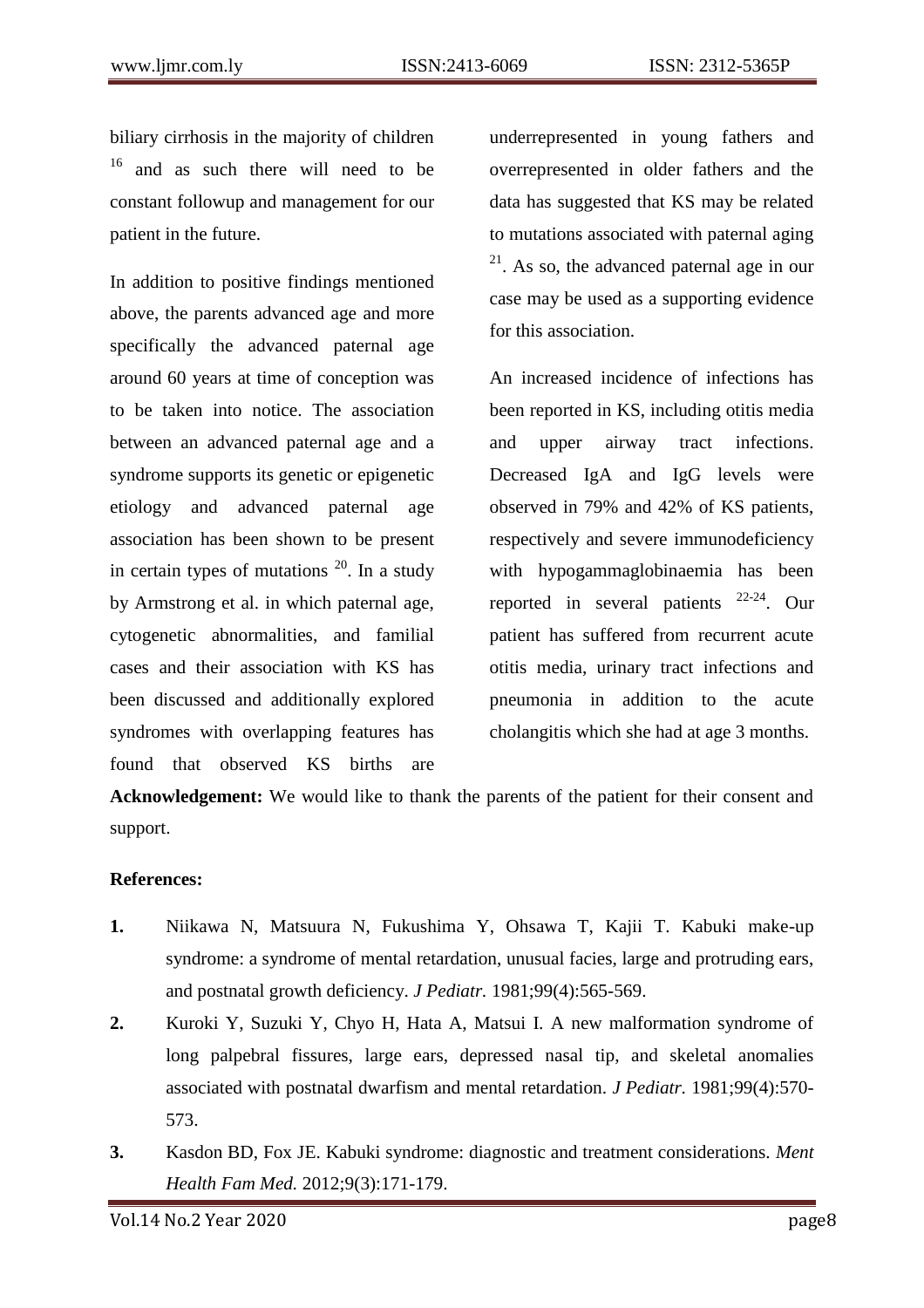biliary cirrhosis in the majority of children [16] and as such there will need to be constant followup and management for our patient in the future.

In addition to positive findings mentioned above, the parents advanced age and more specifically the advanced paternal age around 60 years at time of conception was to be taken into notice. The association between an advanced paternal age and a syndrome supports its genetic or epigenetic etiology and advanced paternal age association has been shown to be present in certain types of mutations [20]. In a study by Armstrong et al. in which paternal age, cytogenetic abnormalities, and familial cases and their association with KS has been discussed and additionally explored syndromes with overlapping features has found that observed KS births are underrepresented in young fathers and overrepresented in older fathers and the data has suggested that KS may be related to mutations associated with paternal aging [21]. As so, the advanced paternal age in our case may be used as a supporting evidence for this association.

An increased incidence of infections has been reported in KS, including otitis media and upper airway tract infections. Decreased IgA and IgG levels were observed in 79% and 42% of KS patients, respectively and severe immunodeficiency with hypogammaglobinaemia has been reported in several patients [22-24]. Our patient has suffered from recurrent acute otitis media, urinary tract infections and pneumonia in addition to the acute cholangitis which she had at age 3 months.

**Acknowledgement:** We would like to thank the parents of the patient for their consent and support.

**References:**

1. Niikawa N, Matsuura N, Fukushima Y, Ohsawa T, Kajii T. Kabuki make-up syndrome: a syndrome of mental retardation, unusual facies, large and protruding ears, and postnatal growth deficiency. *J Pediatr.* 1981;99(4):565-569.
2. Kuroki Y, Suzuki Y, Chyo H, Hata A, Matsui I. A new malformation syndrome of long palpebral fissures, large ears, depressed nasal tip, and skeletal anomalies associated with postnatal dwarfism and mental retardation. *J Pediatr.* 1981;99(4):570-573.
3. Kasdon BD, Fox JE. Kabuki syndrome: diagnostic and treatment considerations. *Ment Health Fam Med.* 2012;9(3):171-179.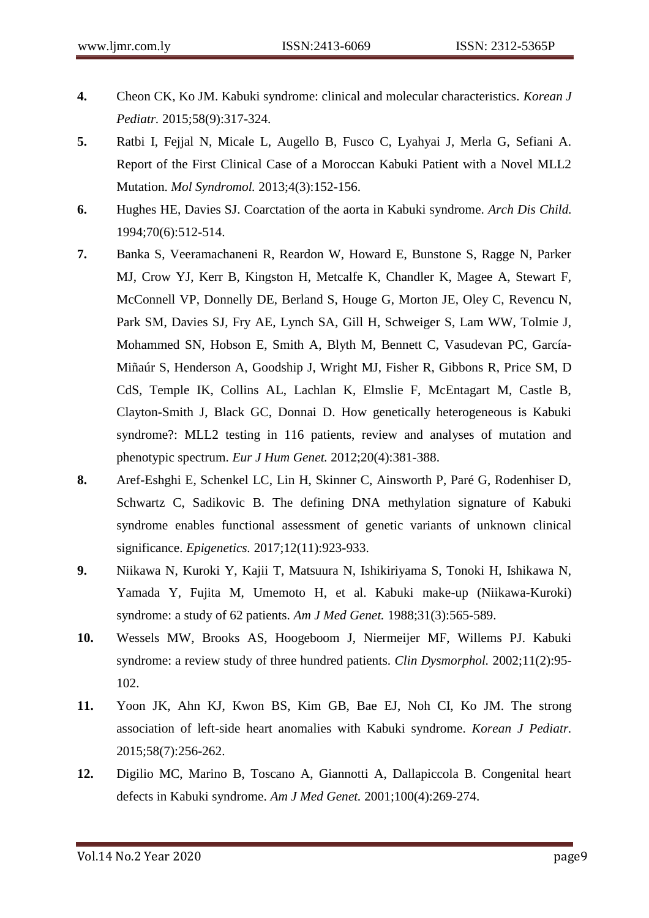4. Cheon CK, Ko JM. Kabuki syndrome: clinical and molecular characteristics. *Korean J Pediatr.* 2015;58(9):317-324.
5. Ratbi I, Fejjal N, Micale L, Augello B, Fusco C, Lyahyai J, Merla G, Sefiani A. Report of the First Clinical Case of a Moroccan Kabuki Patient with a Novel MLL2 Mutation. *Mol Syndromol.* 2013;4(3):152-156.
6. Hughes HE, Davies SJ. Coarctation of the aorta in Kabuki syndrome. *Arch Dis Child.* 1994;70(6):512-514.
7. Banka S, Veeramachaneni R, Reardon W, Howard E, Bunstone S, Ragge N, Parker MJ, Crow YJ, Kerr B, Kingston H, Metcalfe K, Chandler K, Magee A, Stewart F, McConnell VP, Donnelly DE, Berland S, Houge G, Morton JE, Oley C, Revencu N, Park SM, Davies SJ, Fry AE, Lynch SA, Gill H, Schweiger S, Lam WW, Tolmie J, Mohammed SN, Hobson E, Smith A, Blyth M, Bennett C, Vasudevan PC, García-Miñaúr S, Henderson A, Goodship J, Wright MJ, Fisher R, Gibbons R, Price SM, D CdS, Temple IK, Collins AL, Lachlan K, Elmslie F, McEntagart M, Castle B, Clayton-Smith J, Black GC, Donnai D. How genetically heterogeneous is Kabuki syndrome?: MLL2 testing in 116 patients, review and analyses of mutation and phenotypic spectrum. *Eur J Hum Genet.* 2012;20(4):381-388.
8. Aref-Eshghi E, Schenkel LC, Lin H, Skinner C, Ainsworth P, Paré G, Rodenhiser D, Schwartz C, Sadikovic B. The defining DNA methylation signature of Kabuki syndrome enables functional assessment of genetic variants of unknown clinical significance. *Epigenetics.* 2017;12(11):923-933.
9. Niikawa N, Kuroki Y, Kajii T, Matsuura N, Ishikiriyama S, Tonoki H, Ishikawa N, Yamada Y, Fujita M, Umemoto H, et al. Kabuki make-up (Niikawa-Kuroki) syndrome: a study of 62 patients. *Am J Med Genet.* 1988;31(3):565-589.
10. Wessels MW, Brooks AS, Hoogeboom J, Niermeijer MF, Willems PJ. Kabuki syndrome: a review study of three hundred patients. *Clin Dysmorphol.* 2002;11(2):95-102.
11. Yoon JK, Ahn KJ, Kwon BS, Kim GB, Bae EJ, Noh CI, Ko JM. The strong association of left-side heart anomalies with Kabuki syndrome. *Korean J Pediatr.* 2015;58(7):256-262.
12. Digilio MC, Marino B, Toscano A, Giannotti A, Dallapiccola B. Congenital heart defects in Kabuki syndrome. *Am J Med Genet.* 2001;100(4):269-274.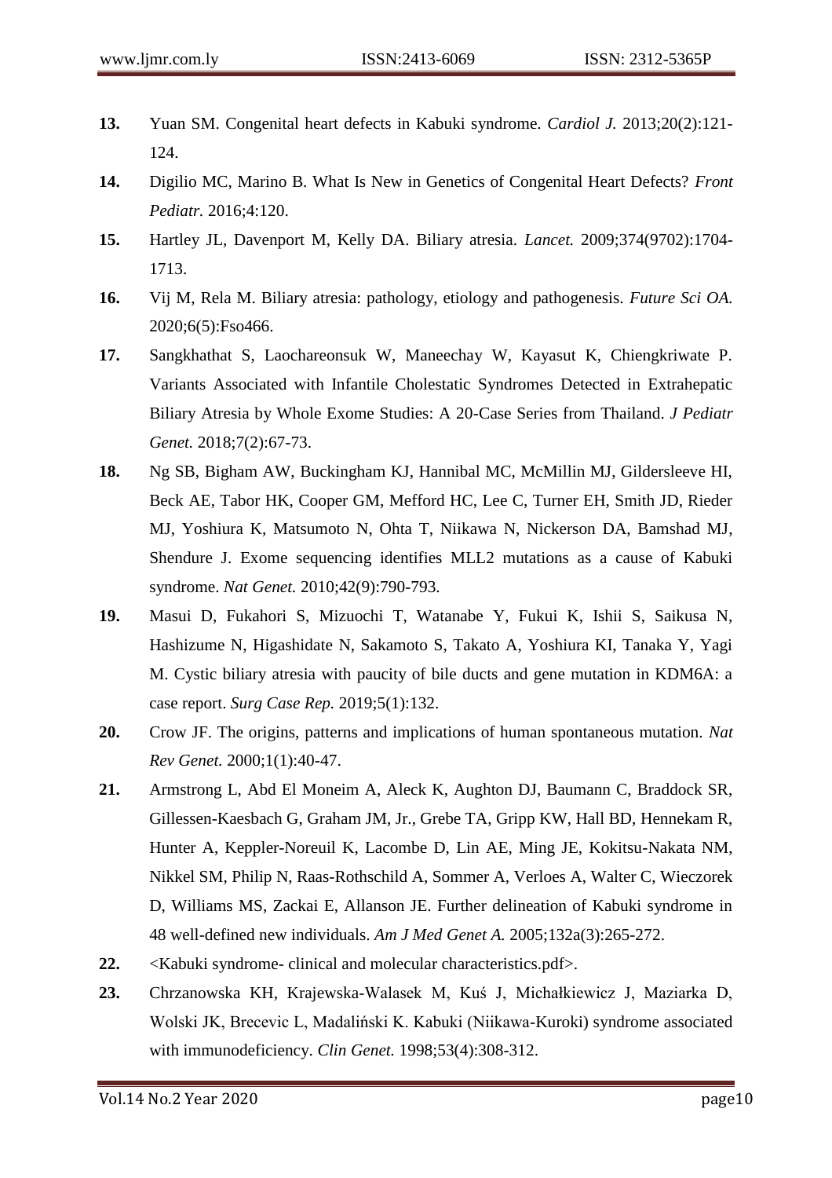13. Yuan SM. Congenital heart defects in Kabuki syndrome. *Cardiol J.* 2013;20(2):121-124.
14. Digilio MC, Marino B. What Is New in Genetics of Congenital Heart Defects? *Front Pediatr.* 2016;4:120.
15. Hartley JL, Davenport M, Kelly DA. Biliary atresia. *Lancet.* 2009;374(9702):1704-1713.
16. Vij M, Rela M. Biliary atresia: pathology, etiology and pathogenesis. *Future Sci OA.* 2020;6(5):Fso466.
17. Sangkhathat S, Laochareonsuk W, Maneechay W, Kayasut K, Chiengkriwate P. Variants Associated with Infantile Cholestatic Syndromes Detected in Extrahepatic Biliary Atresia by Whole Exome Studies: A 20-Case Series from Thailand. *J Pediatr Genet.* 2018;7(2):67-73.
18. Ng SB, Bigham AW, Buckingham KJ, Hannibal MC, McMillin MJ, Gildersleeve HI, Beck AE, Tabor HK, Cooper GM, Mefford HC, Lee C, Turner EH, Smith JD, Rieder MJ, Yoshiura K, Matsumoto N, Ohta T, Niikawa N, Nickerson DA, Bamshad MJ, Shendure J. Exome sequencing identifies MLL2 mutations as a cause of Kabuki syndrome. *Nat Genet.* 2010;42(9):790-793.
19. Masui D, Fukahori S, Mizuochi T, Watanabe Y, Fukui K, Ishii S, Saikusa N, Hashizume N, Higashidate N, Sakamoto S, Takato A, Yoshiura KI, Tanaka Y, Yagi M. Cystic biliary atresia with paucity of bile ducts and gene mutation in KDM6A: a case report. *Surg Case Rep.* 2019;5(1):132.
20. Crow JF. The origins, patterns and implications of human spontaneous mutation. *Nat Rev Genet.* 2000;1(1):40-47.
21. Armstrong L, Abd El Moneim A, Aleck K, Aughton DJ, Baumann C, Braddock SR, Gillessen-Kaesbach G, Graham JM, Jr., Grebe TA, Gripp KW, Hall BD, Hennekam R, Hunter A, Keppler-Noreuil K, Lacombe D, Lin AE, Ming JE, Kokitsu-Nakata NM, Nikkel SM, Philip N, Raas-Rothschild A, Sommer A, Verloes A, Walter C, Wieczorek D, Williams MS, Zackai E, Allanson JE. Further delineation of Kabuki syndrome in 48 well-defined new individuals. *Am J Med Genet A.* 2005;132a(3):265-272.
22. <Kabuki syndrome- clinical and molecular characteristics.pdf>.
23. Chrzanowska KH, Krajewska-Walasek M, Kuś J, Michałkiewicz J, Maziarka D, Wolski JK, Brecevic L, Madaliński K. Kabuki (Niikawa-Kuroki) syndrome associated with immunodeficiency. *Clin Genet.* 1998;53(4):308-312.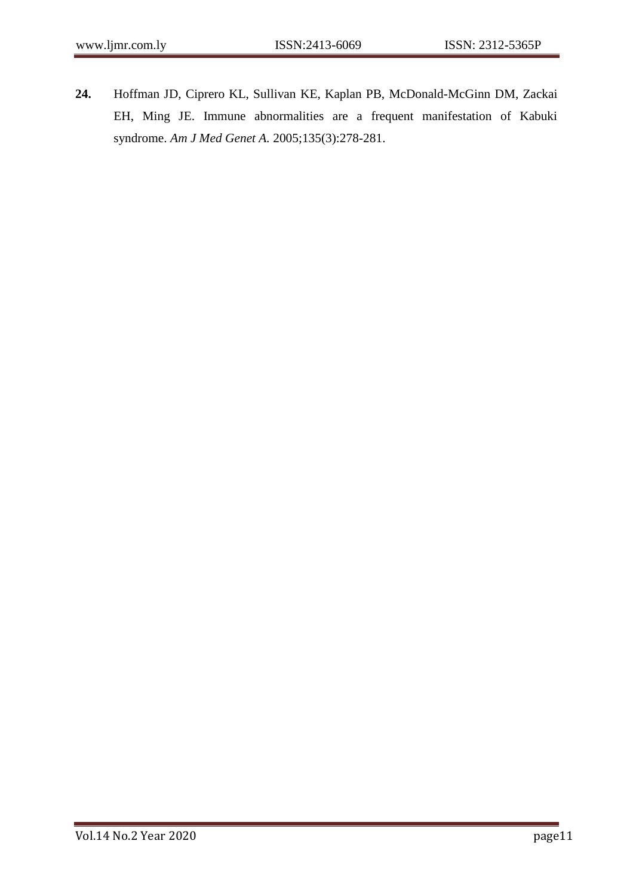**24.** Hoffman JD, Ciprero KL, Sullivan KE, Kaplan PB, McDonald-McGinn DM, Zackai EH, Ming JE. Immune abnormalities are a frequent manifestation of Kabuki syndrome. *Am J Med Genet A.* 2005;135(3):278-281.